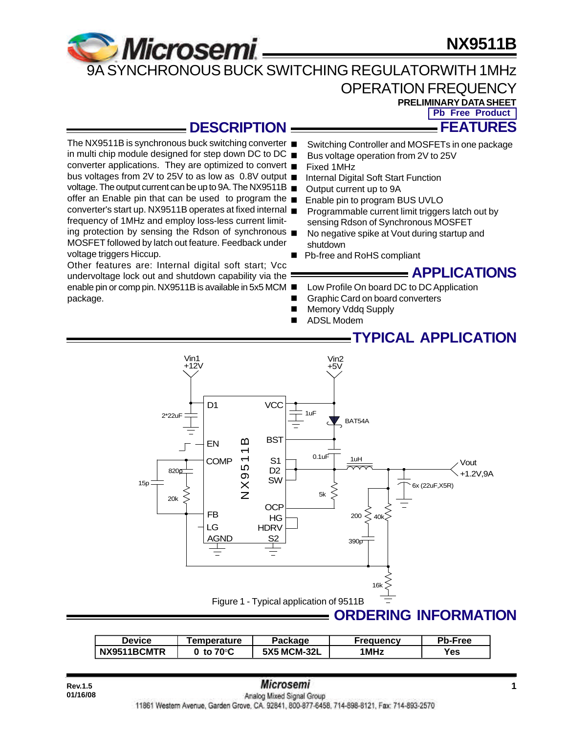# NX9511B

## 9A SYNCHRONOUS BUCK SWITCHING REGULATORWITH 1MHz OPERATION FREQUENCY

**PRELIMINARY DATA SHEET**

**Pb Free Product**

## DESCRIPTION

The NX9511B is synchronous buck switching converter in multi chip module designed for step down DC to DC converter applications. They are optimized to convert bus voltages from 2V to 25V to as low as 0.8V output voltage. The output current can be up to 9A. The NX9511B offer an Enable pin that can be used to program the converter's start up. NX9511B operates at fixed internal frequency of 1MHz and employ loss-less current limiting protection by sensing the Rdson of synchronous MOSFET followed by latch out feature. Feedback under voltage triggers Hiccup.

Other features are: Internal digital soft start; Vcc undervoltage lock out and shutdown capability via the enable pin or comp pin. NX9511B is available in 5x5 MCM package.

## FEATURES

- Switching Controller and MOSFETs in one package
- Bus voltage operation from 2V to 25V
- Fixed 1MHz
- Internal Digital Soft Start Function
- Output current up to 9A
- Enable pin to program BUS UVLO
- Programmable current limit triggers latch out by sensing Rdson of Synchronous MOSFET
- No negative spike at Vout during startup and shutdown
- Pb-free and RoHS compliant

## APPLICATIONS

- Low Profile On board DC to DC Application
- Graphic Card on board converters
- Memory Vddq Supply
- ADSL Modem

## TYPICAL APPLICATION

Figure 1 - Typical application of 9511B

## ORDERING INFORMATION

| Device | Temperature | Package | Frequency | Pb-Free |
|---|---|---|---|---|
| NX9511BCMTR | 0 to 70°C | 5X5 MCM-32L | 1MHz | Yes |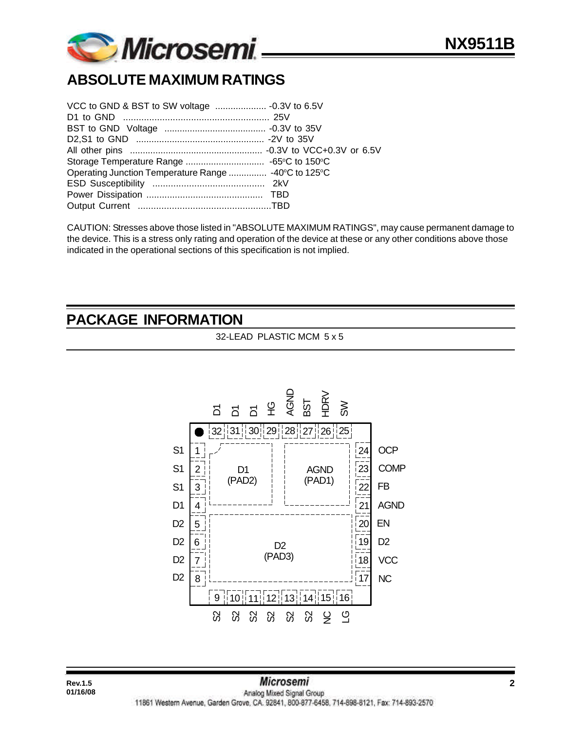## ABSOLUTE MAXIMUM RATINGS

VCC to GND & BST to SW voltage .................... -0.3V to 6.5V
D1 to GND ......................................................... 25V
BST to GND Voltage ........................................ -0.3V to 35V
D2,S1 to GND .................................................. -2V to 35V
All other pins .................................................... -0.3V to VCC+0.3V or 6.5V
Storage Temperature Range ............................... -65°C to 150°C
Operating Junction Temperature Range ............... -40°C to 125°C
ESD Susceptibility ........................................... 2kV
Power Dissipation ............................................ TBD
Output Current ...................................................TBD

CAUTION: Stresses above those listed in "ABSOLUTE MAXIMUM RATINGS", may cause permanent damage to the device. This is a stress only rating and operation of the device at these or any other conditions above those indicated in the operational sections of this specification is not implied.

## PACKAGE INFORMATION

32-LEAD PLASTIC MCM 5 x 5

| Pin | Name | Pin | Name |
|---|---|---|---|
| 1 | S1 | 17 | NC |
| 2 | S1 | 18 | VCC |
| 3 | S1 | 19 | D2 |
| 4 | D1 | 20 | EN |
| 5 | D2 | 21 | AGND |
| 6 | D2 | 22 | FB |
| 7 | D2 | 23 | COMP |
| 8 | D2 | 24 | OCP |
| 9 | S2 | 25 | SW |
| 10 | S2 | 26 | HDRV |
| 11 | S2 | 27 | BST |
| 12 | S2 | 28 | AGND |
| 13 | S2 | 29 | HG |
| 14 | S2 | 30 | D1 |
| 15 | NC | 31 | D1 |
| 16 | LG | 32 | D1 |

Exposed pads: D1 (PAD2), AGND (PAD1), D2 (PAD3)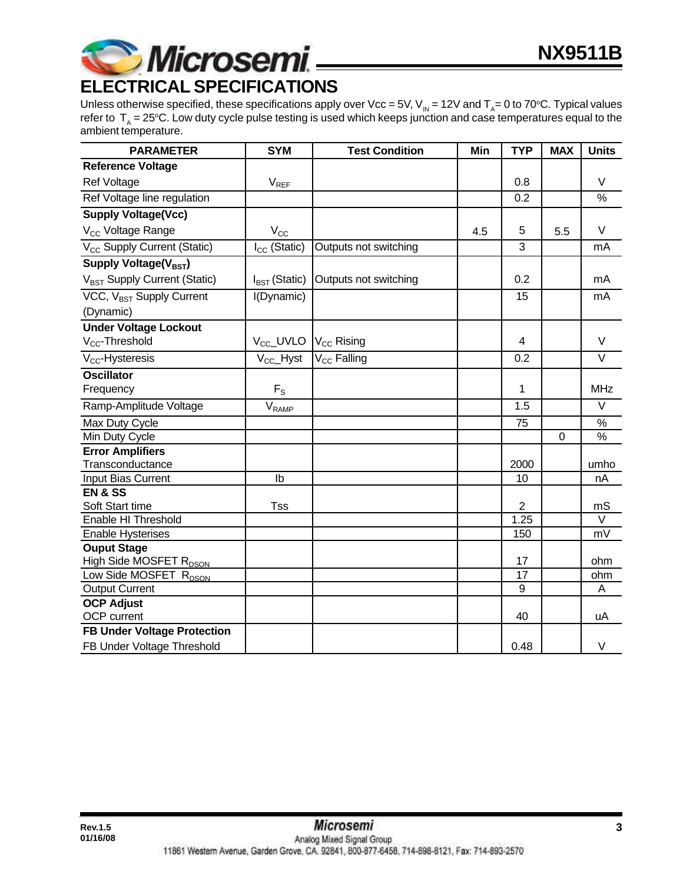## ELECTRICAL SPECIFICATIONS

Unless otherwise specified, these specifications apply over Vcc = 5V, $V_{IN}$ = 12V and $T_A$= 0 to 70°C. Typical values refer to $T_A$ = 25°C. Low duty cycle pulse testing is used which keeps junction and case temperatures equal to the ambient temperature.

| PARAMETER | SYM | Test Condition | Min | TYP | MAX | Units |
|---|---|---|---|---|---|---|
| **Reference Voltage** | | | | | | |
| Ref Voltage | $V_{REF}$ | | | 0.8 | | V |
| Ref Voltage line regulation | | | | 0.2 | | % |
| **Supply Voltage(Vcc)** | | | | | | |
| $V_{CC}$ Voltage Range | $V_{CC}$ | | 4.5 | 5 | 5.5 | V |
| $V_{CC}$ Supply Current (Static) | $I_{CC}$ (Static) | Outputs not switching | | 3 | | mA |
| **Supply Voltage($V_{BST}$)** | | | | | | |
| $V_{BST}$ Supply Current (Static) | $I_{BST}$ (Static) | Outputs not switching | | 0.2 | | mA |
| VCC, $V_{BST}$ Supply Current (Dynamic) | I(Dynamic) | | | 15 | | mA |
| **Under Voltage Lockout** | | | | | | |
| $V_{CC}$-Threshold | $V_{CC}$_UVLO | $V_{CC}$ Rising | | 4 | | V |
| $V_{CC}$-Hysteresis | $V_{CC}$_Hyst | $V_{CC}$ Falling | | 0.2 | | V |
| **Oscillator** | | | | | | |
| Frequency | $F_S$ | | | 1 | | MHz |
| Ramp-Amplitude Voltage | $V_{RAMP}$ | | | 1.5 | | V |
| Max Duty Cycle | | | | 75 | | % |
| Min Duty Cycle | | | | | 0 | % |
| **Error Amplifiers** | | | | | | |
| Transconductance | | | | 2000 | | umho |
| Input Bias Current | Ib | | | 10 | | nA |
| **EN & SS** | | | | | | |
| Soft Start time | Tss | | | 2 | | mS |
| Enable HI Threshold | | | | 1.25 | | V |
| Enable Hysterises | | | | 150 | | mV |
| **Ouput Stage** | | | | | | |
| High Side MOSFET $R_{DSON}$ | | | | 17 | | ohm |
| Low Side MOSFET $R_{DSON}$ | | | | 17 | | ohm |
| Output Current | | | | 9 | | A |
| **OCP Adjust** | | | | | | |
| OCP current | | | | 40 | | uA |
| **FB Under Voltage Protection** | | | | | | |
| FB Under Voltage Threshold | | | | 0.48 | | V |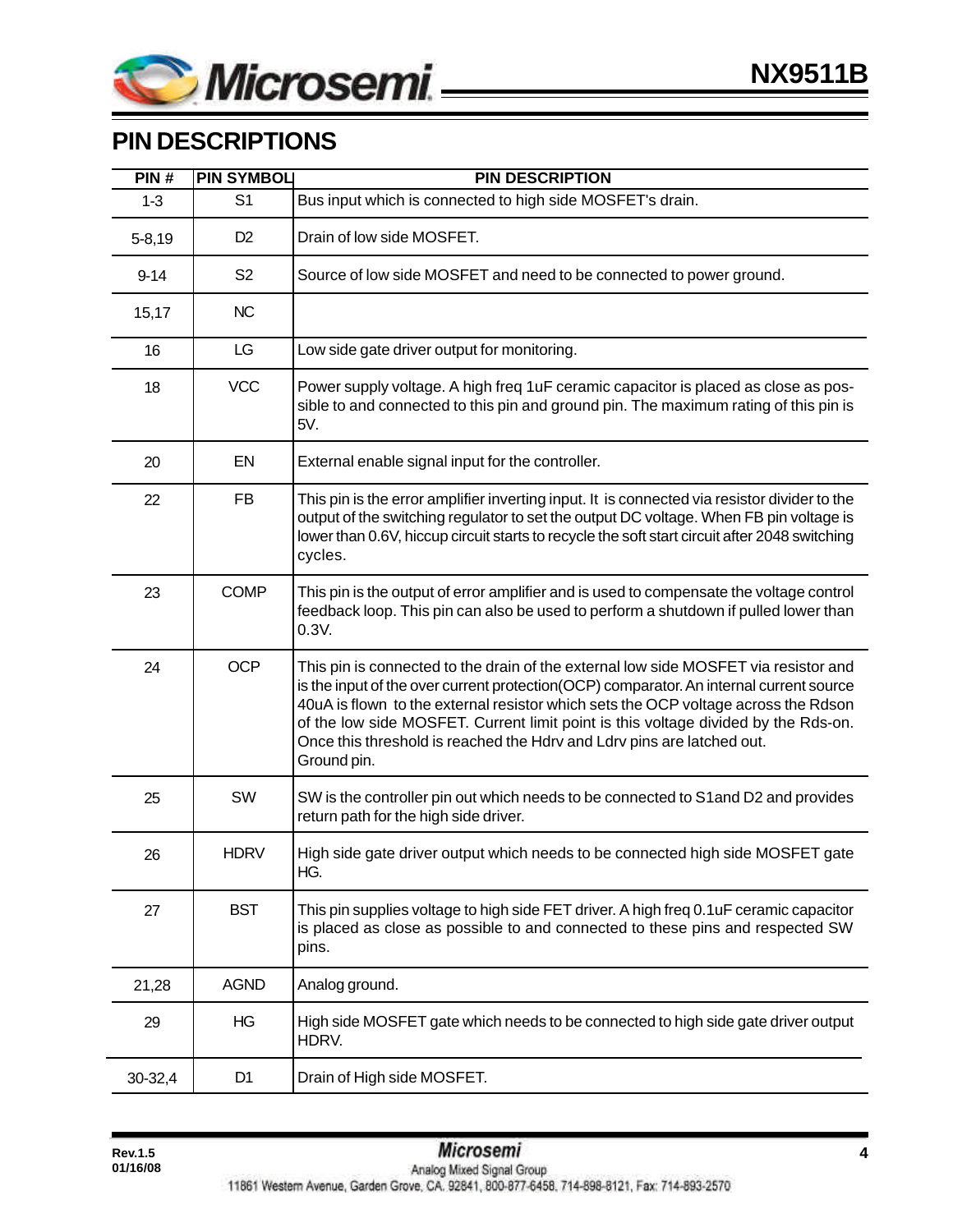## PIN DESCRIPTIONS

| PIN # | PIN SYMBOL | PIN DESCRIPTION |
|---|---|---|
| 1-3 | S1 | Bus input which is connected to high side MOSFET's drain. |
| 5-8,19 | D2 | Drain of low side MOSFET. |
| 9-14 | S2 | Source of low side MOSFET and need to be connected to power ground. |
| 15,17 | NC | |
| 16 | LG | Low side gate driver output for monitoring. |
| 18 | VCC | Power supply voltage. A high freq 1uF ceramic capacitor is placed as close as possible to and connected to this pin and ground pin. The maximum rating of this pin is 5V. |
| 20 | EN | External enable signal input for the controller. |
| 22 | FB | This pin is the error amplifier inverting input. It is connected via resistor divider to the output of the switching regulator to set the output DC voltage. When FB pin voltage is lower than 0.6V, hiccup circuit starts to recycle the soft start circuit after 2048 switching cycles. |
| 23 | COMP | This pin is the output of error amplifier and is used to compensate the voltage control feedback loop. This pin can also be used to perform a shutdown if pulled lower than 0.3V. |
| 24 | OCP | This pin is connected to the drain of the external low side MOSFET via resistor and is the input of the over current protection(OCP) comparator. An internal current source 40uA is flown to the external resistor which sets the OCP voltage across the Rdson of the low side MOSFET. Current limit point is this voltage divided by the Rds-on. Once this threshold is reached the Hdrv and Ldrv pins are latched out. Ground pin. |
| 25 | SW | SW is the controller pin out which needs to be connected to S1and D2 and provides return path for the high side driver. |
| 26 | HDRV | High side gate driver output which needs to be connected high side MOSFET gate HG. |
| 27 | BST | This pin supplies voltage to high side FET driver. A high freq 0.1uF ceramic capacitor is placed as close as possible to and connected to these pins and respected SW pins. |
| 21,28 | AGND | Analog ground. |
| 29 | HG | High side MOSFET gate which needs to be connected to high side gate driver output HDRV. |
| 30-32,4 | D1 | Drain of High side MOSFET. |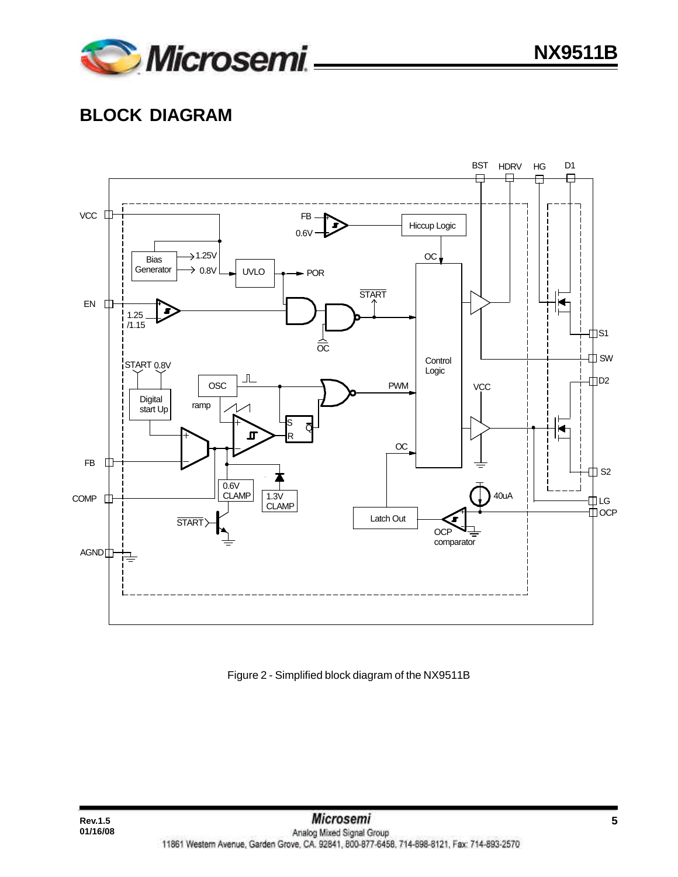# BLOCK DIAGRAM

Figure 2 - Simplified block diagram of the NX9511B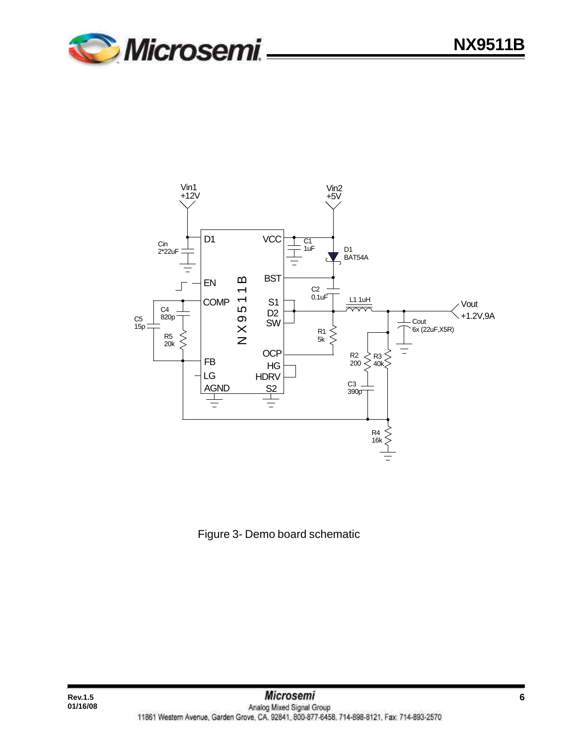Figure 3- Demo board schematic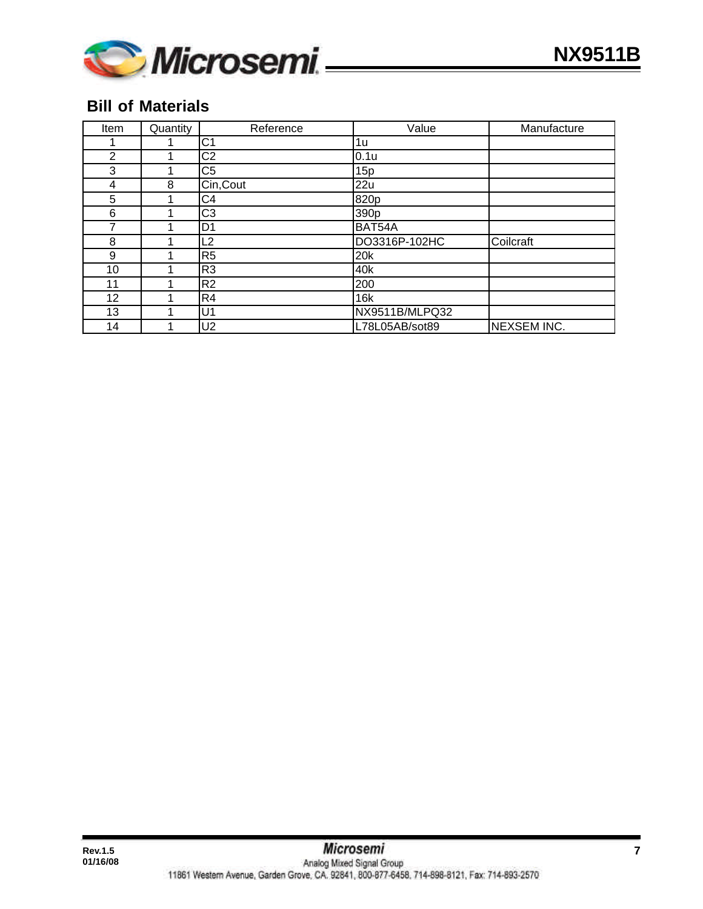## Bill of Materials

| Item | Quantity | Reference | Value | Manufacture |
|---|---|---|---|---|
| 1 | 1 | C1 | 1u | |
| 2 | 1 | C2 | 0.1u | |
| 3 | 1 | C5 | 15p | |
| 4 | 8 | Cin,Cout | 22u | |
| 5 | 1 | C4 | 820p | |
| 6 | 1 | C3 | 390p | |
| 7 | 1 | D1 | BAT54A | |
| 8 | 1 | L2 | DO3316P-102HC | Coilcraft |
| 9 | 1 | R5 | 20k | |
| 10 | 1 | R3 | 40k | |
| 11 | 1 | R2 | 200 | |
| 12 | 1 | R4 | 16k | |
| 13 | 1 | U1 | NX9511B/MLPQ32 | |
| 14 | 1 | U2 | L78L05AB/sot89 | NEXSEM INC. |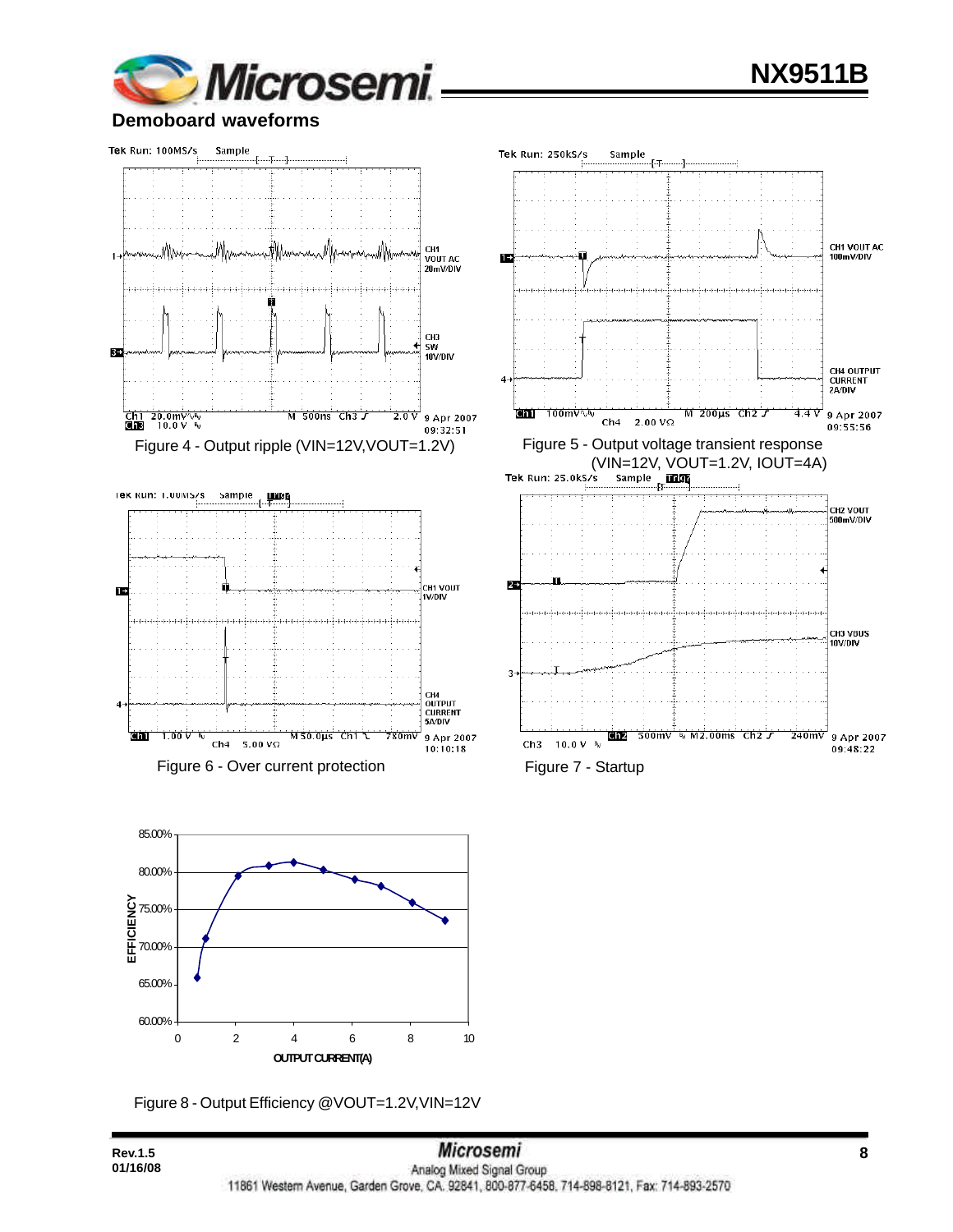## Demoboard waveforms

Figure 4 - Output ripple (VIN=12V,VOUT=1.2V)

Figure 5 - Output voltage transient response (VIN=12V, VOUT=1.2V, IOUT=4A)

Figure 6 - Over current protection

Figure 7 - Startup

Figure 8 - Output Efficiency @VOUT=1.2V,VIN=12V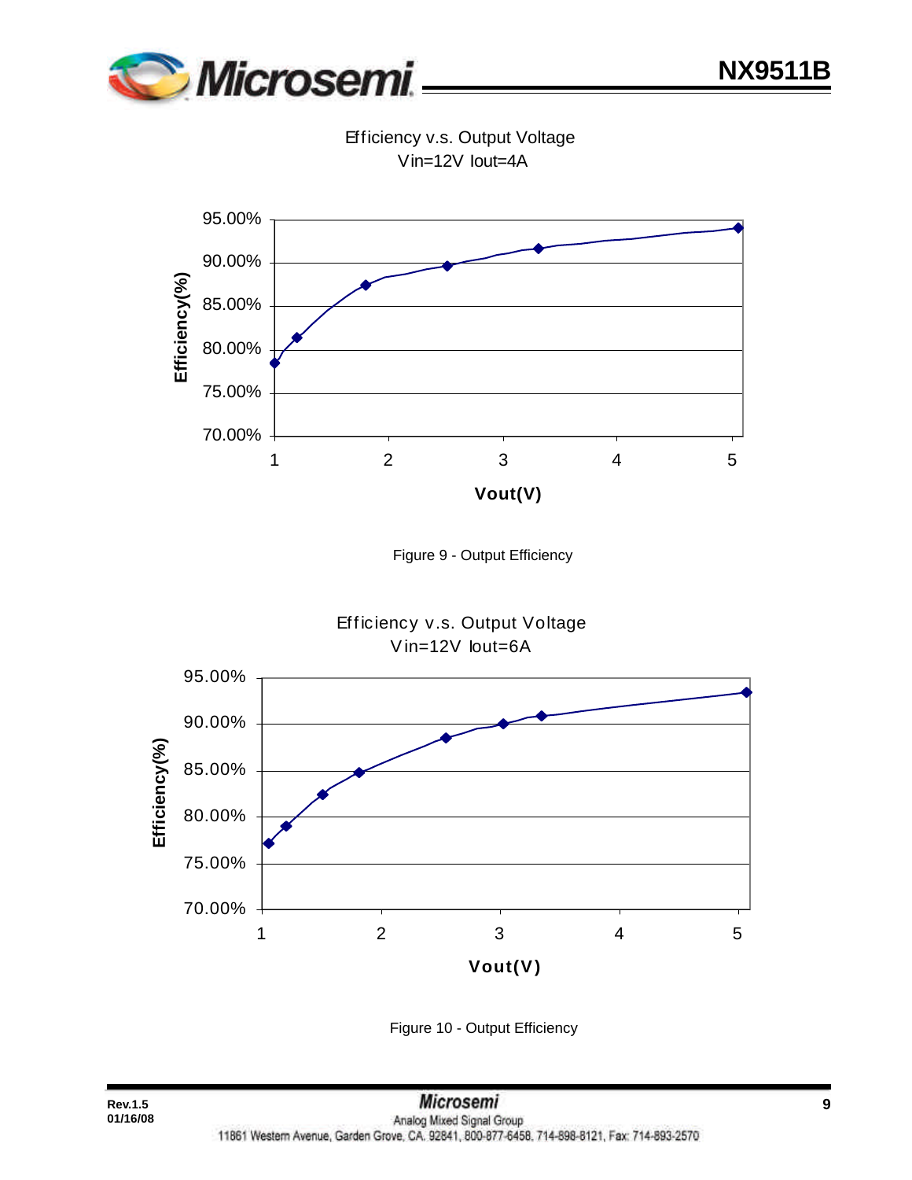Efficiency v.s. Output Voltage
Vin=12V Iout=4A

Figure 9 - Output Efficiency

Efficiency v.s. Output Voltage
Vin=12V Iout=6A

Figure 10 - Output Efficiency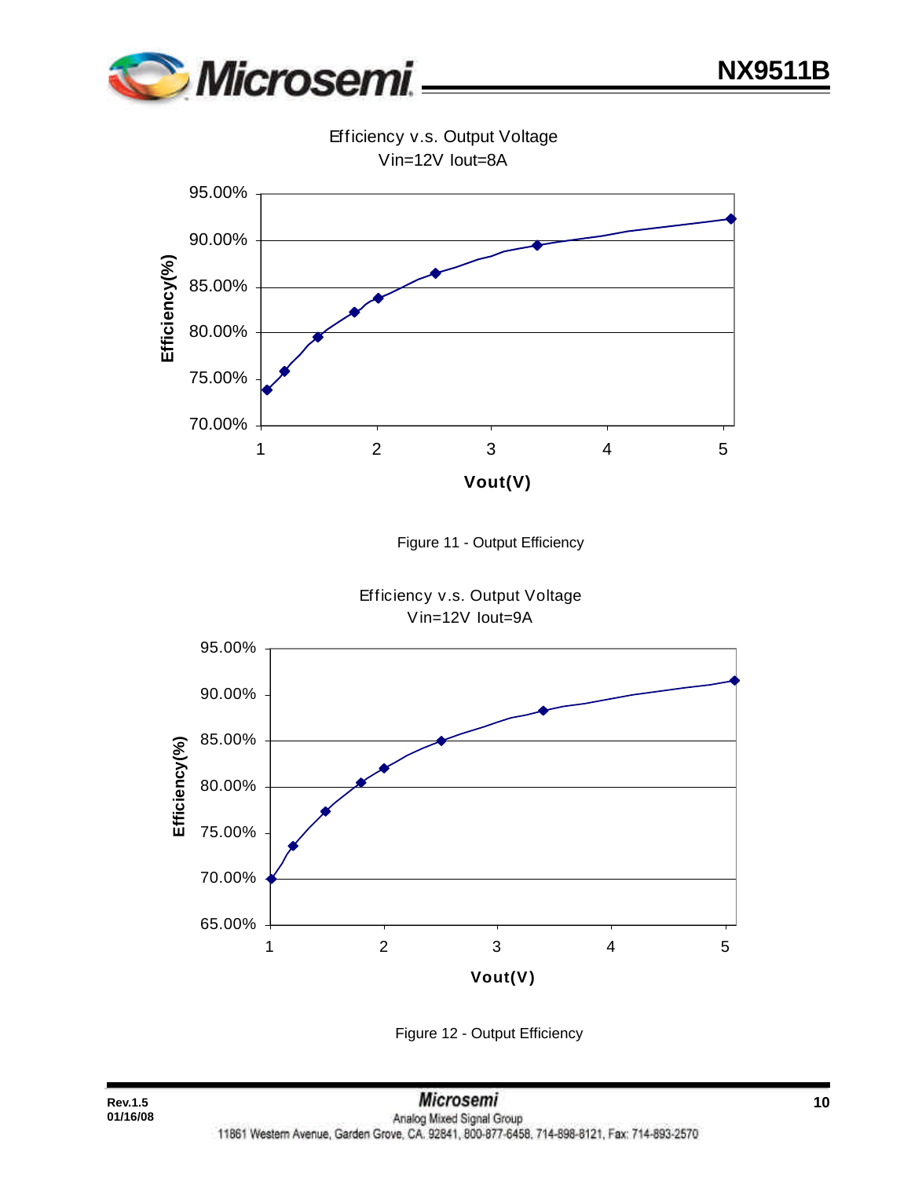Efficiency v.s. Output Voltage
Vin=12V Iout=8A

Figure 11 - Output Efficiency

Efficiency v.s. Output Voltage
Vin=12V Iout=9A

Figure 12 - Output Efficiency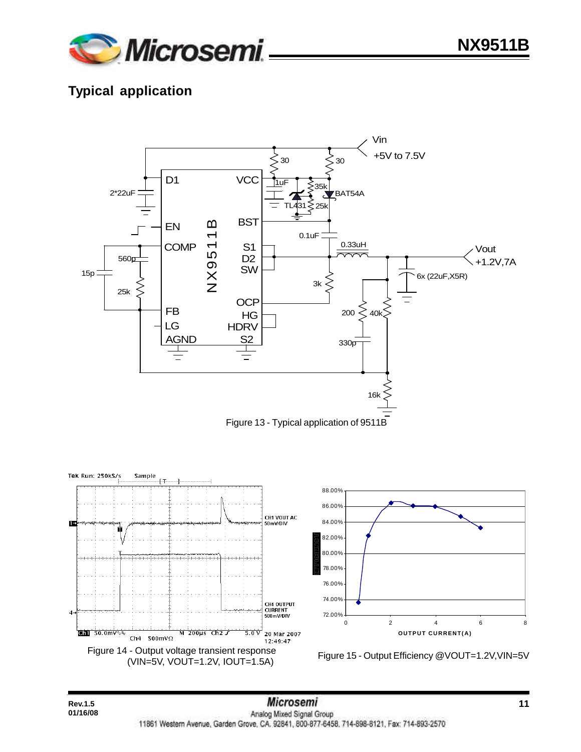## Typical application

Figure 13 - Typical application of 9511B

Figure 14 - Output voltage transient response (VIN=5V, VOUT=1.2V, IOUT=1.5A)

Figure 15 - Output Efficiency @VOUT=1.2V,VIN=5V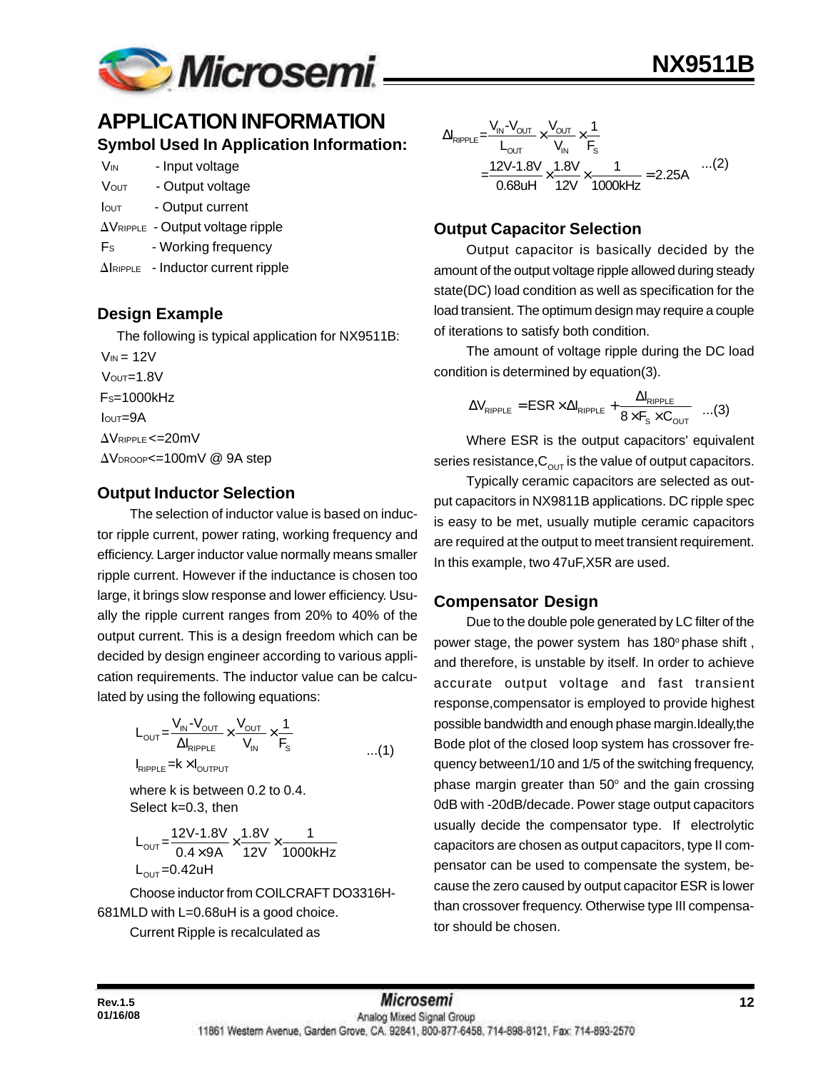## APPLICATION INFORMATION

### Symbol Used In Application Information:

$V_{IN}$ - Input voltage

$V_{OUT}$ - Output voltage

$I_{OUT}$ - Output current

$\Delta V_{RIPPLE}$ - Output voltage ripple

$F_S$ - Working frequency

$\Delta I_{RIPPLE}$ - Inductor current ripple

### Design Example

The following is typical application for NX9511B:

$V_{IN} = 12V$

$V_{OUT}=1.8V$

$F_S=1000kHz$

$I_{OUT}=9A$

$\Delta V_{RIPPLE}<=20mV$

$\Delta V_{DROOP}<=100mV$ @ 9A step

### Output Inductor Selection

The selection of inductor value is based on inductor ripple current, power rating, working frequency and efficiency. Larger inductor value normally means smaller ripple current. However if the inductance is chosen too large, it brings slow response and lower efficiency. Usually the ripple current ranges from 20% to 40% of the output current. This is a design freedom which can be decided by design engineer according to various application requirements. The inductor value can be calculated by using the following equations:

$$L_{OUT}=\frac{V_{IN}-V_{OUT}}{\Delta I_{RIPPLE}}\times\frac{V_{OUT}}{V_{IN}}\times\frac{1}{F_S} \qquad ...(1)$$

$$I_{RIPPLE}=k\times I_{OUTPUT}$$

where k is between 0.2 to 0.4.
Select k=0.3, then

$$L_{OUT}=\frac{12V-1.8V}{0.4\times 9A}\times\frac{1.8V}{12V}\times\frac{1}{1000kHz}$$

$$L_{OUT}=0.42uH$$

Choose inductor from COILCRAFT DO3316H-681MLD with L=0.68uH is a good choice.

Current Ripple is recalculated as

$$\Delta I_{RIPPLE}=\frac{V_{IN}-V_{OUT}}{L_{OUT}}\times\frac{V_{OUT}}{V_{IN}}\times\frac{1}{F_S}$$

$$=\frac{12V-1.8V}{0.68uH}\times\frac{1.8V}{12V}\times\frac{1}{1000kHz}=2.25A \qquad ...(2)$$

### Output Capacitor Selection

Output capacitor is basically decided by the amount of the output voltage ripple allowed during steady state(DC) load condition as well as specification for the load transient. The optimum design may require a couple of iterations to satisfy both condition.

The amount of voltage ripple during the DC load condition is determined by equation(3).

$$\Delta V_{RIPPLE}=ESR\times\Delta I_{RIPPLE}+\frac{\Delta I_{RIPPLE}}{8\times F_S\times C_{OUT}} \qquad ...(3)$$

Where ESR is the output capacitors' equivalent series resistance, $C_{OUT}$ is the value of output capacitors.

Typically ceramic capacitors are selected as output capacitors in NX9811B applications. DC ripple spec is easy to be met, usually mutiple ceramic capacitors are required at the output to meet transient requirement. In this example, two 47uF,X5R are used.

### Compensator Design

Due to the double pole generated by LC filter of the power stage, the power system has 180$^o$ phase shift , and therefore, is unstable by itself. In order to achieve accurate output voltage and fast transient response,compensator is employed to provide highest possible bandwidth and enough phase margin.Ideally,the Bode plot of the closed loop system has crossover frequency between1/10 and 1/5 of the switching frequency, phase margin greater than 50$^o$ and the gain crossing 0dB with -20dB/decade. Power stage output capacitors usually decide the compensator type. If electrolytic capacitors are chosen as output capacitors, type II compensator can be used to compensate the system, because the zero caused by output capacitor ESR is lower than crossover frequency. Otherwise type III compensator should be chosen.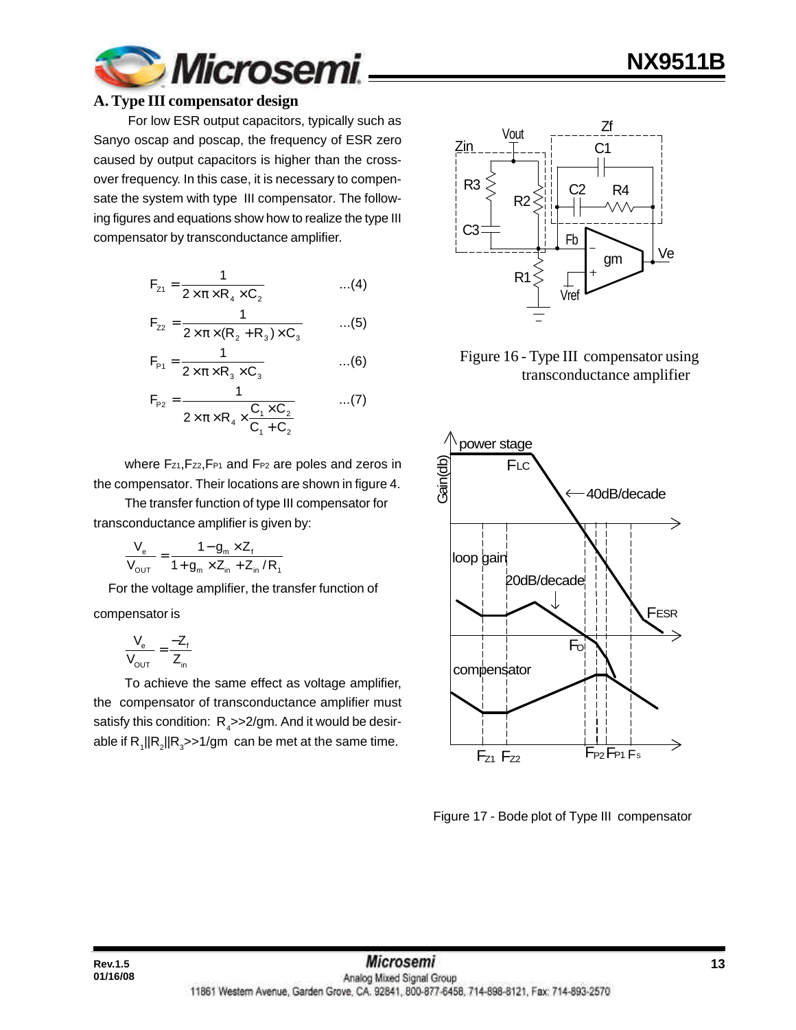## A. Type III compensator design

For low ESR output capacitors, typically such as Sanyo oscap and poscap, the frequency of ESR zero caused by output capacitors is higher than the cross-over frequency. In this case, it is necessary to compensate the system with type III compensator. The following figures and equations show how to realize the type III compensator by transconductance amplifier.

$$F_{Z1} = \frac{1}{2 \times \pi \times R_4 \times C_2} \quad ...(4)$$

$$F_{Z2} = \frac{1}{2 \times \pi \times (R_2 + R_3) \times C_3} \quad ...(5)$$

$$F_{P1} = \frac{1}{2 \times \pi \times R_3 \times C_3} \quad ...(6)$$

$$F_{P2} = \frac{1}{2 \times \pi \times R_4 \times \frac{C_1 \times C_2}{C_1 + C_2}} \quad ...(7)$$

where $F_{Z1}$, $F_{Z2}$, $F_{P1}$ and $F_{P2}$ are poles and zeros in the compensator. Their locations are shown in figure 4.

The transfer function of type III compensator for transconductance amplifier is given by:

$$\frac{V_e}{V_{OUT}} = \frac{1 - g_m \times Z_f}{1 + g_m \times Z_{in} + Z_{in} / R_1}$$

For the voltage amplifier, the transfer function of compensator is

$$\frac{V_e}{V_{OUT}} = \frac{-Z_f}{Z_{in}}$$

To achieve the same effect as voltage amplifier, the compensator of transconductance amplifier must satisfy this condition: $R_4 >> 2/gm$. And it would be desirable if $R_1 || R_2 || R_3 >> 1/gm$ can be met at the same time.

Figure 16 - Type III compensator using transconductance amplifier

Figure 17 - Bode plot of Type III compensator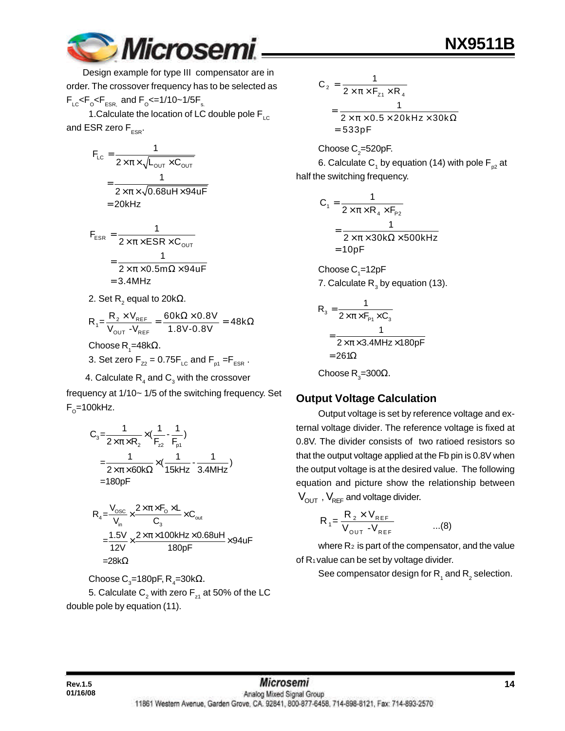Design example for type III compensator are in order. The crossover frequency has to be selected as $F_{LC}<F_O<F_{ESR}$, and $F_O<=1/10\sim1/5F_s$.

1.Calculate the location of LC double pole $F_{LC}$ and ESR zero $F_{ESR}$.

$$
\begin{aligned}
F_{LC} &= \frac{1}{2\times\pi\times\sqrt{L_{OUT}\times C_{OUT}}} \\
&= \frac{1}{2\times\pi\times\sqrt{0.68uH\times 94uF}} \\
&= 20kHz
\end{aligned}
$$

$$
\begin{aligned}
F_{ESR} &= \frac{1}{2\times\pi\times ESR\times C_{OUT}} \\
&= \frac{1}{2\times\pi\times 0.5m\Omega\times 94uF} \\
&= 3.4MHz
\end{aligned}
$$

2. Set $R_2$ equal to 20kΩ.

$$
R_1 = \frac{R_2\times V_{REF}}{V_{OUT}-V_{REF}} = \frac{60k\Omega\times 0.8V}{1.8V-0.8V} = 48k\Omega
$$

Choose $R_1$=48kΩ.

3. Set zero $F_{z2} = 0.75F_{LC}$ and $F_{p1} = F_{ESR}$.

4. Calculate $R_4$ and $C_3$ with the crossover frequency at 1/10~ 1/5 of the switching frequency. Set $F_O$=100kHz.

$$
\begin{aligned}
C_3 &= \frac{1}{2\times\pi\times R_2}\times\left(\frac{1}{F_{z2}}-\frac{1}{F_{p1}}\right) \\
&= \frac{1}{2\times\pi\times 60k\Omega}\times\left(\frac{1}{15kHz}-\frac{1}{3.4MHz}\right) \\
&= 180pF
\end{aligned}
$$

$$
\begin{aligned}
R_4 &= \frac{V_{OSC}}{V_{in}}\times\frac{2\times\pi\times F_O\times L}{C_3}\times C_{out} \\
&= \frac{1.5V}{12V}\times\frac{2\times\pi\times 100kHz\times 0.68uH}{180pF}\times 94uF \\
&= 28k\Omega
\end{aligned}
$$

Choose $C_3$=180pF, $R_4$=30kΩ.

5. Calculate $C_2$ with zero $F_{z1}$ at 50% of the LC double pole by equation (11).

$$
\begin{aligned}
C_2 &= \frac{1}{2\times\pi\times F_{Z1}\times R_4} \\
&= \frac{1}{2\times\pi\times 0.5\times 20kHz\times 30k\Omega} \\
&= 533pF
\end{aligned}
$$

Choose $C_2$=520pF.

6. Calculate $C_1$ by equation (14) with pole $F_{p2}$ at half the switching frequency.

$$
\begin{aligned}
C_1 &= \frac{1}{2\times\pi\times R_4\times F_{P2}} \\
&= \frac{1}{2\times\pi\times 30k\Omega\times 500kHz} \\
&= 10pF
\end{aligned}
$$

Choose $C_1$=12pF

7. Calculate $R_3$ by equation (13).

$$
\begin{aligned}
R_3 &= \frac{1}{2\times\pi\times F_{P1}\times C_3} \\
&= \frac{1}{2\times\pi\times 3.4MHz\times 180pF} \\
&= 261\Omega
\end{aligned}
$$

Choose $R_3$=300Ω.

## Output Voltage Calculation

Output voltage is set by reference voltage and external voltage divider. The reference voltage is fixed at 0.8V. The divider consists of two ratioed resistors so that the output voltage applied at the Fb pin is 0.8V when the output voltage is at the desired value. The following equation and picture show the relationship between $V_{OUT}$, $V_{REF}$ and voltage divider.

$$
R_1 = \frac{R_2\times V_{REF}}{V_{OUT}-V_{REF}} \qquad ...(8)
$$

where $R_2$ is part of the compensator, and the value of $R_1$ value can be set by voltage divider.

See compensator design for $R_1$ and $R_2$ selection.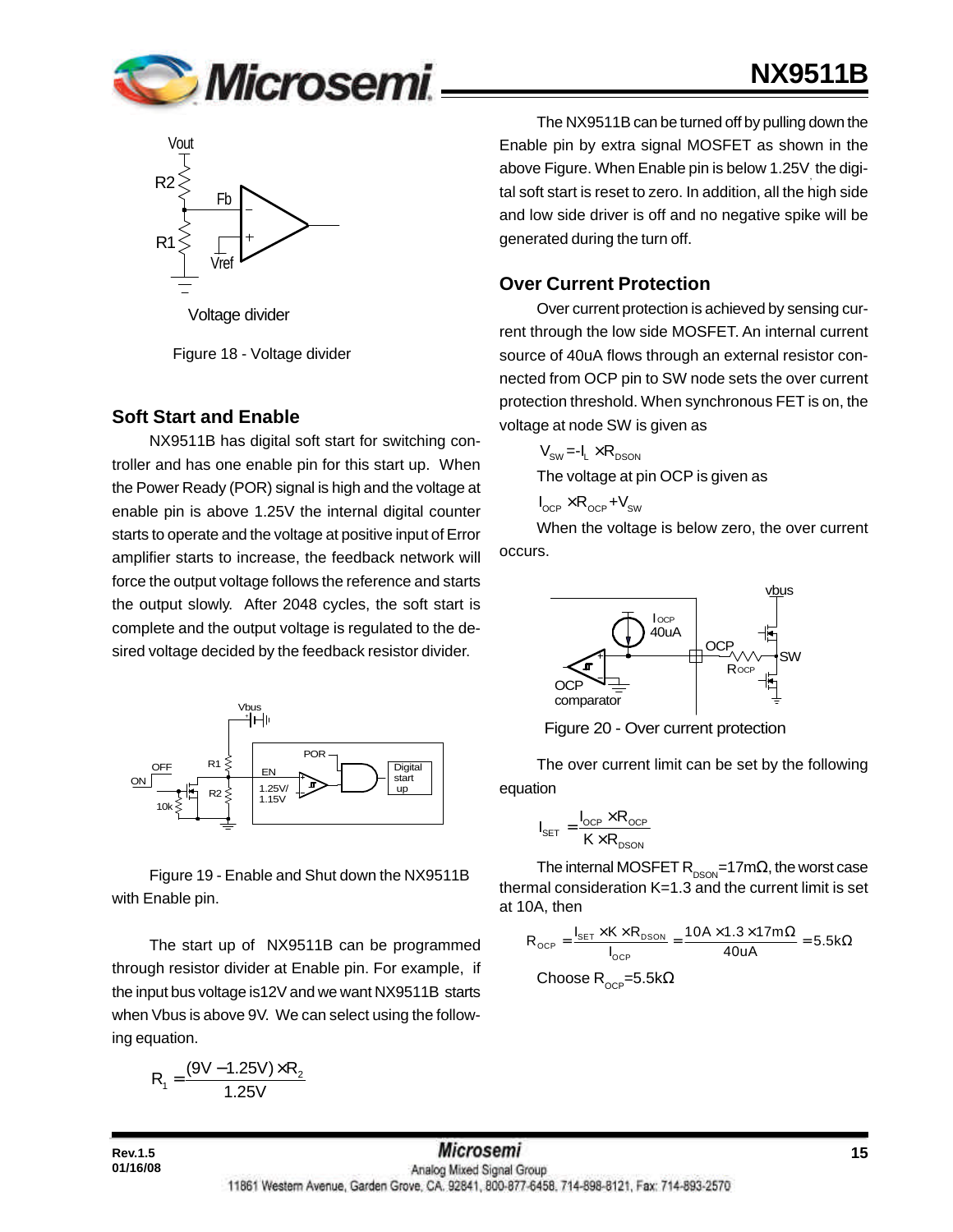Figure 18 - Voltage divider

## Soft Start and Enable

NX9511B has digital soft start for switching controller and has one enable pin for this start up. When the Power Ready (POR) signal is high and the voltage at enable pin is above 1.25V the internal digital counter starts to operate and the voltage at positive input of Error amplifier starts to increase, the feedback network will force the output voltage follows the reference and starts the output slowly. After 2048 cycles, the soft start is complete and the output voltage is regulated to the desired voltage decided by the feedback resistor divider.

Figure 19 - Enable and Shut down the NX9511B with Enable pin.

The start up of NX9511B can be programmed through resistor divider at Enable pin. For example, if the input bus voltage is12V and we want NX9511B starts when Vbus is above 9V. We can select using the following equation.

$$R_1 = \frac{(9V - 1.25V) \times R_2}{1.25V}$$

The NX9511B can be turned off by pulling down the Enable pin by extra signal MOSFET as shown in the above Figure. When Enable pin is below 1.25V the digital soft start is reset to zero. In addition, all the high side and low side driver is off and no negative spike will be generated during the turn off.

## Over Current Protection

Over current protection is achieved by sensing current through the low side MOSFET. An internal current source of 40uA flows through an external resistor connected from OCP pin to SW node sets the over current protection threshold. When synchronous FET is on, the voltage at node SW is given as

$V_{SW} = -I_L \times R_{DSON}$

The voltage at pin OCP is given as

$I_{OCP} \times R_{OCP} + V_{SW}$

When the voltage is below zero, the over current occurs.

Figure 20 - Over current protection

The over current limit can be set by the following equation

$$I_{SET} = \frac{I_{OCP} \times R_{OCP}}{K \times R_{DSON}}$$

The internal MOSFET $R_{DSON}$=17mΩ, the worst case thermal consideration K=1.3 and the current limit is set at 10A, then

$$R_{OCP} = \frac{I_{SET} \times K \times R_{DSON}}{I_{OCP}} = \frac{10A \times 1.3 \times 17m\Omega}{40uA} = 5.5k\Omega$$

Choose $R_{OCP}$=5.5kΩ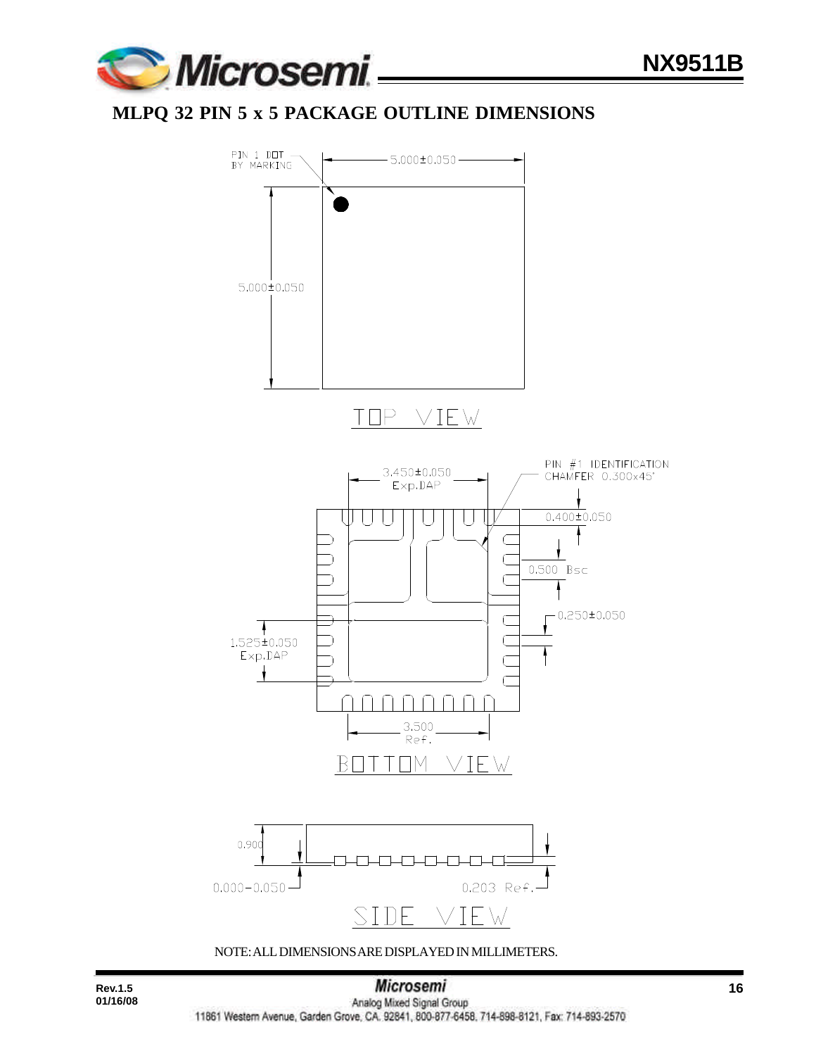## MLPQ 32 PIN 5 x 5 PACKAGE OUTLINE DIMENSIONS

PIN 1 DOT BY MARKING

5.000±0.050

5.000±0.050

TOP VIEW

3.450±0.050 Exp.DAP

PIN #1 IDENTIFICATION CHAMFER 0.300x45°

0.400±0.050

0.500 Bsc

0.250±0.050

1.525±0.050 Exp.DAP

3.500 Ref.

BOTTOM VIEW

0.900

0.000-0.050

0.203 Ref.

SIDE VIEW

NOTE: ALL DIMENSIONS ARE DISPLAYED IN MILLIMETERS.